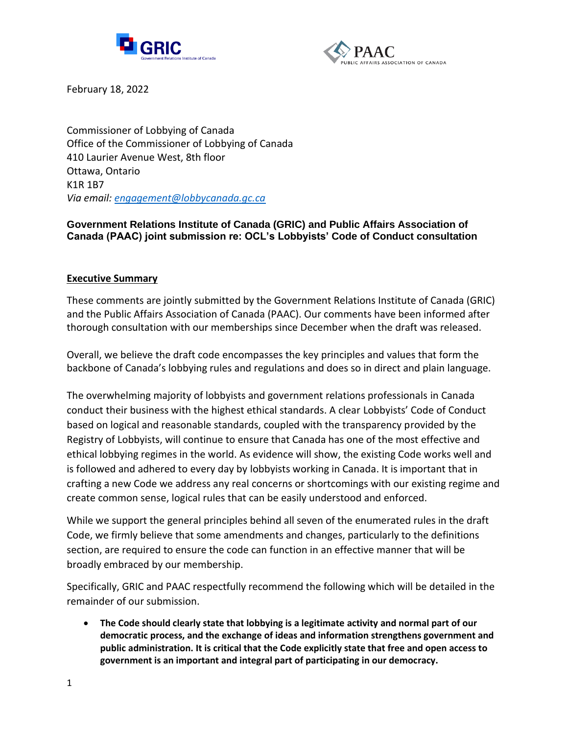February 18, 2022

Commissioner of Lobbying of Canada
Office of the Commissioner of Lobbying of Canada
410 Laurier Avenue West, 8th floor
Ottawa, Ontario
K1R 1B7
*Via email: [engagement@lobbycanada.gc.ca](mailto:engagement@lobbycanada.gc.ca)*

**Government Relations Institute of Canada (GRIC) and Public Affairs Association of Canada (PAAC) joint submission re: OCL's Lobbyists' Code of Conduct consultation**

## Executive Summary

These comments are jointly submitted by the Government Relations Institute of Canada (GRIC) and the Public Affairs Association of Canada (PAAC). Our comments have been informed after thorough consultation with our memberships since December when the draft was released.

Overall, we believe the draft code encompasses the key principles and values that form the backbone of Canada's lobbying rules and regulations and does so in direct and plain language.

The overwhelming majority of lobbyists and government relations professionals in Canada conduct their business with the highest ethical standards. A clear Lobbyists' Code of Conduct based on logical and reasonable standards, coupled with the transparency provided by the Registry of Lobbyists, will continue to ensure that Canada has one of the most effective and ethical lobbying regimes in the world. As evidence will show, the existing Code works well and is followed and adhered to every day by lobbyists working in Canada. It is important that in crafting a new Code we address any real concerns or shortcomings with our existing regime and create common sense, logical rules that can be easily understood and enforced.

While we support the general principles behind all seven of the enumerated rules in the draft Code, we firmly believe that some amendments and changes, particularly to the definitions section, are required to ensure the code can function in an effective manner that will be broadly embraced by our membership.

Specifically, GRIC and PAAC respectfully recommend the following which will be detailed in the remainder of our submission.

- **The Code should clearly state that lobbying is a legitimate activity and normal part of our democratic process, and the exchange of ideas and information strengthens government and public administration. It is critical that the Code explicitly state that free and open access to government is an important and integral part of participating in our democracy.**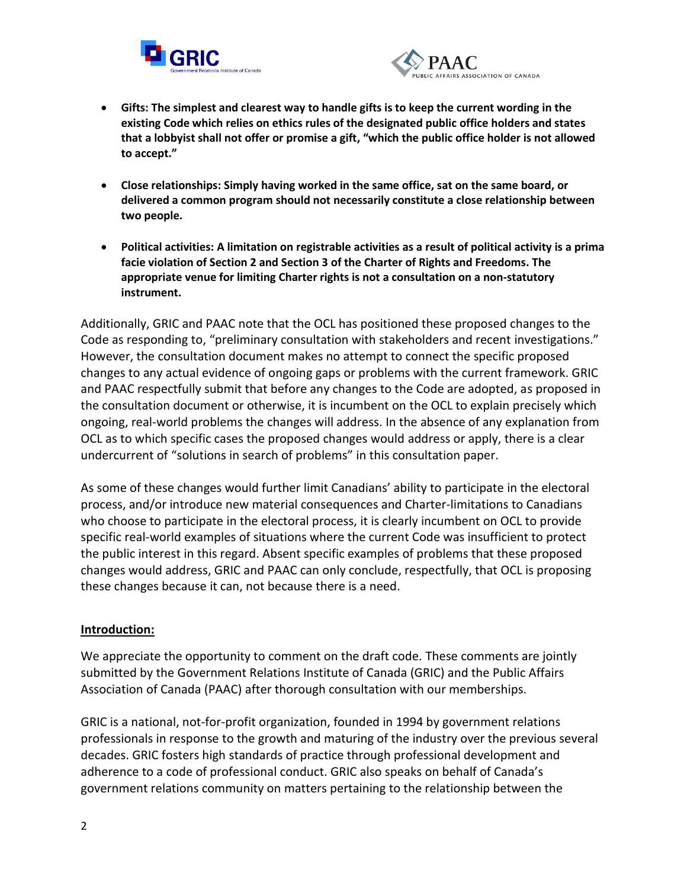- **Gifts: The simplest and clearest way to handle gifts is to keep the current wording in the existing Code which relies on ethics rules of the designated public office holders and states that a lobbyist shall not offer or promise a gift, "which the public office holder is not allowed to accept."**

- **Close relationships: Simply having worked in the same office, sat on the same board, or delivered a common program should not necessarily constitute a close relationship between two people.**

- **Political activities: A limitation on registrable activities as a result of political activity is a prima facie violation of Section 2 and Section 3 of the Charter of Rights and Freedoms. The appropriate venue for limiting Charter rights is not a consultation on a non-statutory instrument.**

Additionally, GRIC and PAAC note that the OCL has positioned these proposed changes to the Code as responding to, "preliminary consultation with stakeholders and recent investigations." However, the consultation document makes no attempt to connect the specific proposed changes to any actual evidence of ongoing gaps or problems with the current framework. GRIC and PAAC respectfully submit that before any changes to the Code are adopted, as proposed in the consultation document or otherwise, it is incumbent on the OCL to explain precisely which ongoing, real-world problems the changes will address. In the absence of any explanation from OCL as to which specific cases the proposed changes would address or apply, there is a clear undercurrent of "solutions in search of problems" in this consultation paper.

As some of these changes would further limit Canadians' ability to participate in the electoral process, and/or introduce new material consequences and Charter-limitations to Canadians who choose to participate in the electoral process, it is clearly incumbent on OCL to provide specific real-world examples of situations where the current Code was insufficient to protect the public interest in this regard. Absent specific examples of problems that these proposed changes would address, GRIC and PAAC can only conclude, respectfully, that OCL is proposing these changes because it can, not because there is a need.

## Introduction:

We appreciate the opportunity to comment on the draft code. These comments are jointly submitted by the Government Relations Institute of Canada (GRIC) and the Public Affairs Association of Canada (PAAC) after thorough consultation with our memberships.

GRIC is a national, not-for-profit organization, founded in 1994 by government relations professionals in response to the growth and maturing of the industry over the previous several decades. GRIC fosters high standards of practice through professional development and adherence to a code of professional conduct. GRIC also speaks on behalf of Canada's government relations community on matters pertaining to the relationship between the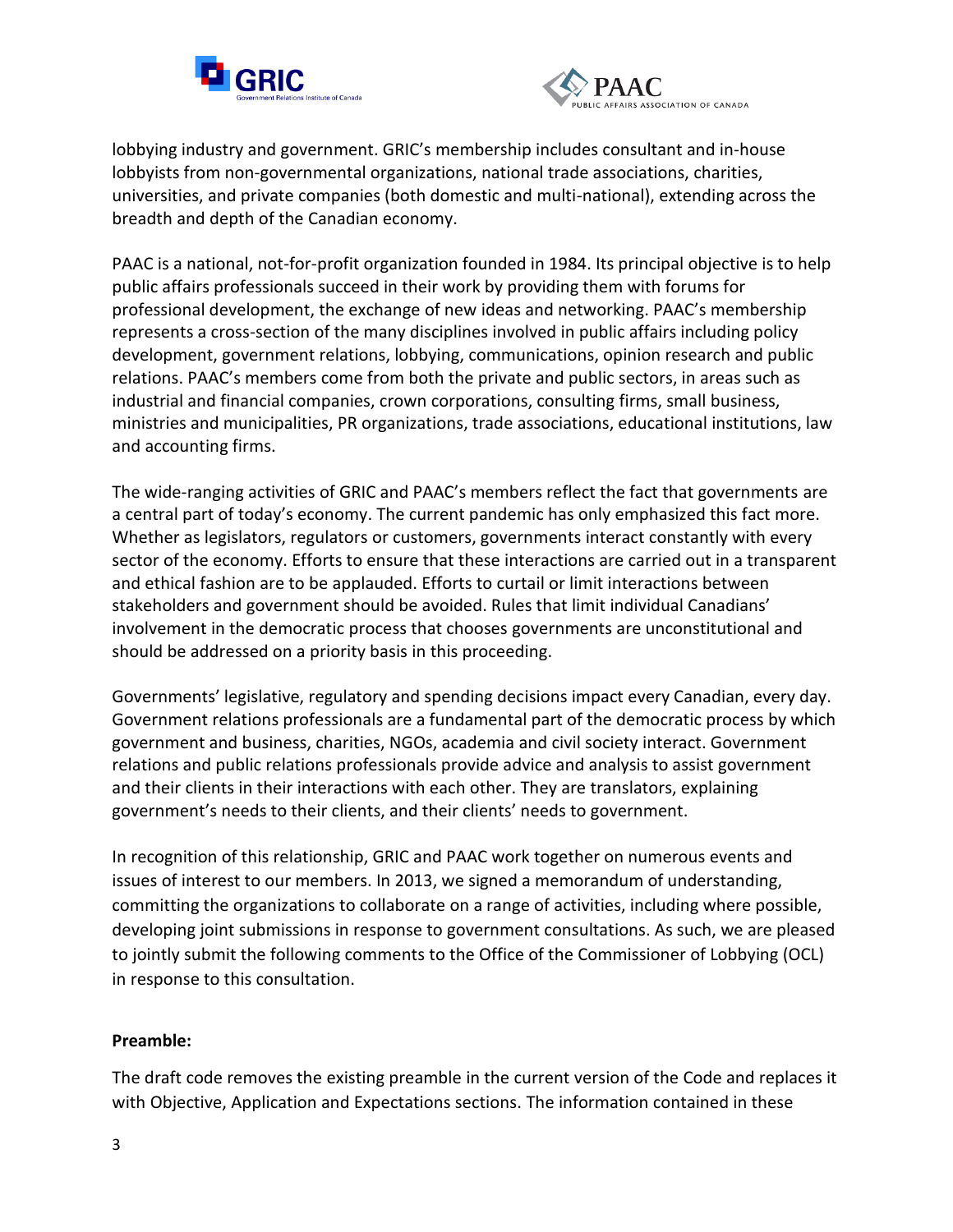lobbying industry and government. GRIC's membership includes consultant and in-house lobbyists from non-governmental organizations, national trade associations, charities, universities, and private companies (both domestic and multi-national), extending across the breadth and depth of the Canadian economy.

PAAC is a national, not-for-profit organization founded in 1984. Its principal objective is to help public affairs professionals succeed in their work by providing them with forums for professional development, the exchange of new ideas and networking. PAAC's membership represents a cross-section of the many disciplines involved in public affairs including policy development, government relations, lobbying, communications, opinion research and public relations. PAAC's members come from both the private and public sectors, in areas such as industrial and financial companies, crown corporations, consulting firms, small business, ministries and municipalities, PR organizations, trade associations, educational institutions, law and accounting firms.

The wide-ranging activities of GRIC and PAAC's members reflect the fact that governments are a central part of today's economy. The current pandemic has only emphasized this fact more. Whether as legislators, regulators or customers, governments interact constantly with every sector of the economy. Efforts to ensure that these interactions are carried out in a transparent and ethical fashion are to be applauded. Efforts to curtail or limit interactions between stakeholders and government should be avoided. Rules that limit individual Canadians' involvement in the democratic process that chooses governments are unconstitutional and should be addressed on a priority basis in this proceeding.

Governments' legislative, regulatory and spending decisions impact every Canadian, every day. Government relations professionals are a fundamental part of the democratic process by which government and business, charities, NGOs, academia and civil society interact. Government relations and public relations professionals provide advice and analysis to assist government and their clients in their interactions with each other. They are translators, explaining government's needs to their clients, and their clients' needs to government.

In recognition of this relationship, GRIC and PAAC work together on numerous events and issues of interest to our members. In 2013, we signed a memorandum of understanding, committing the organizations to collaborate on a range of activities, including where possible, developing joint submissions in response to government consultations. As such, we are pleased to jointly submit the following comments to the Office of the Commissioner of Lobbying (OCL) in response to this consultation.

**Preamble:**

The draft code removes the existing preamble in the current version of the Code and replaces it with Objective, Application and Expectations sections. The information contained in these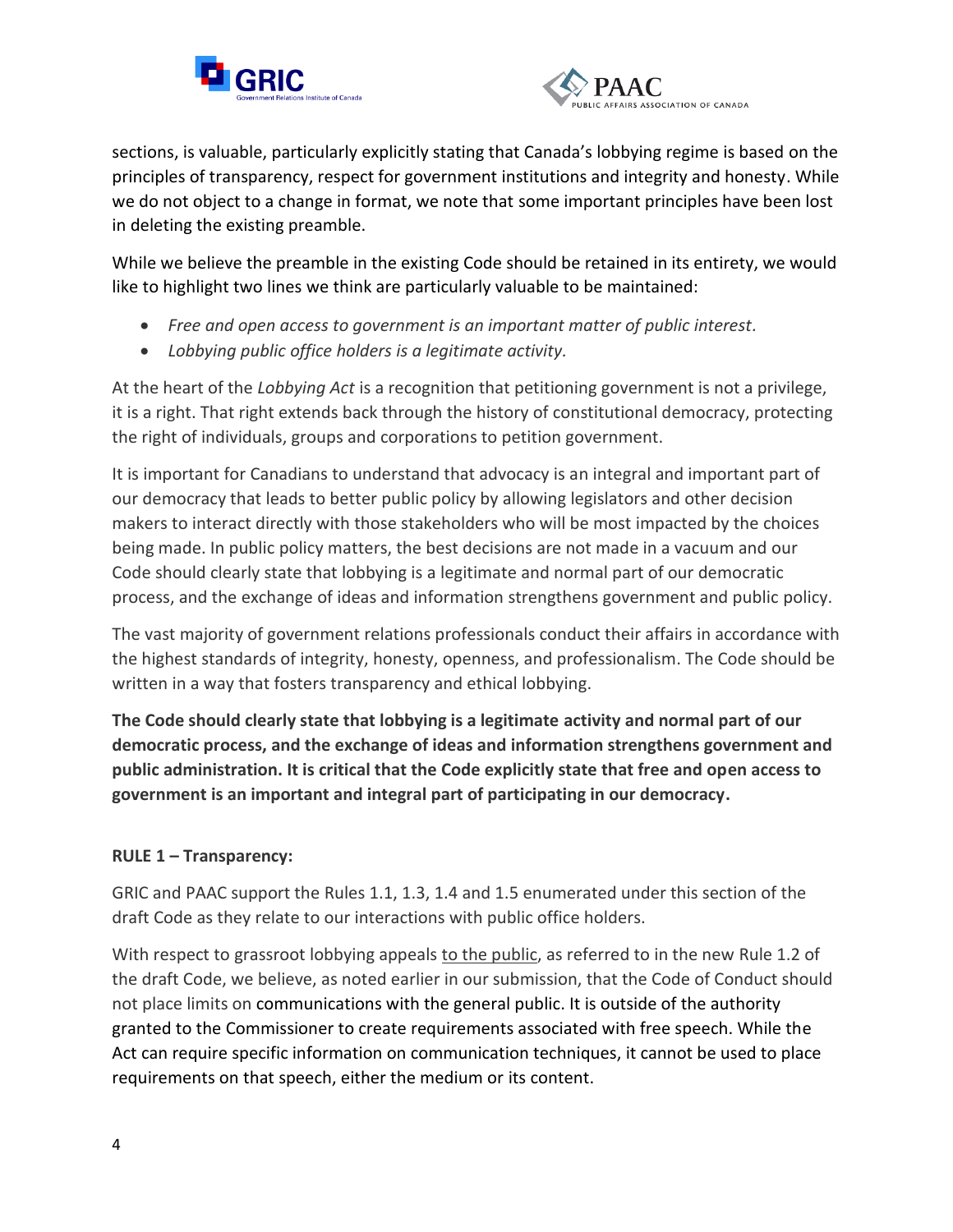sections, is valuable, particularly explicitly stating that Canada's lobbying regime is based on the principles of transparency, respect for government institutions and integrity and honesty. While we do not object to a change in format, we note that some important principles have been lost in deleting the existing preamble.

While we believe the preamble in the existing Code should be retained in its entirety, we would like to highlight two lines we think are particularly valuable to be maintained:

- *Free and open access to government is an important matter of public interest*.
- *Lobbying public office holders is a legitimate activity.*

At the heart of the *Lobbying Act* is a recognition that petitioning government is not a privilege, it is a right. That right extends back through the history of constitutional democracy, protecting the right of individuals, groups and corporations to petition government.

It is important for Canadians to understand that advocacy is an integral and important part of our democracy that leads to better public policy by allowing legislators and other decision makers to interact directly with those stakeholders who will be most impacted by the choices being made. In public policy matters, the best decisions are not made in a vacuum and our Code should clearly state that lobbying is a legitimate and normal part of our democratic process, and the exchange of ideas and information strengthens government and public policy.

The vast majority of government relations professionals conduct their affairs in accordance with the highest standards of integrity, honesty, openness, and professionalism. The Code should be written in a way that fosters transparency and ethical lobbying.

**The Code should clearly state that lobbying is a legitimate activity and normal part of our democratic process, and the exchange of ideas and information strengthens government and public administration. It is critical that the Code explicitly state that free and open access to government is an important and integral part of participating in our democracy.**

**RULE 1 – Transparency:**

GRIC and PAAC support the Rules 1.1, 1.3, 1.4 and 1.5 enumerated under this section of the draft Code as they relate to our interactions with public office holders.

With respect to grassroot lobbying appeals <u>to the public</u>, as referred to in the new Rule 1.2 of the draft Code, we believe, as noted earlier in our submission, that the Code of Conduct should not place limits on communications with the general public. It is outside of the authority granted to the Commissioner to create requirements associated with free speech. While the Act can require specific information on communication techniques, it cannot be used to place requirements on that speech, either the medium or its content.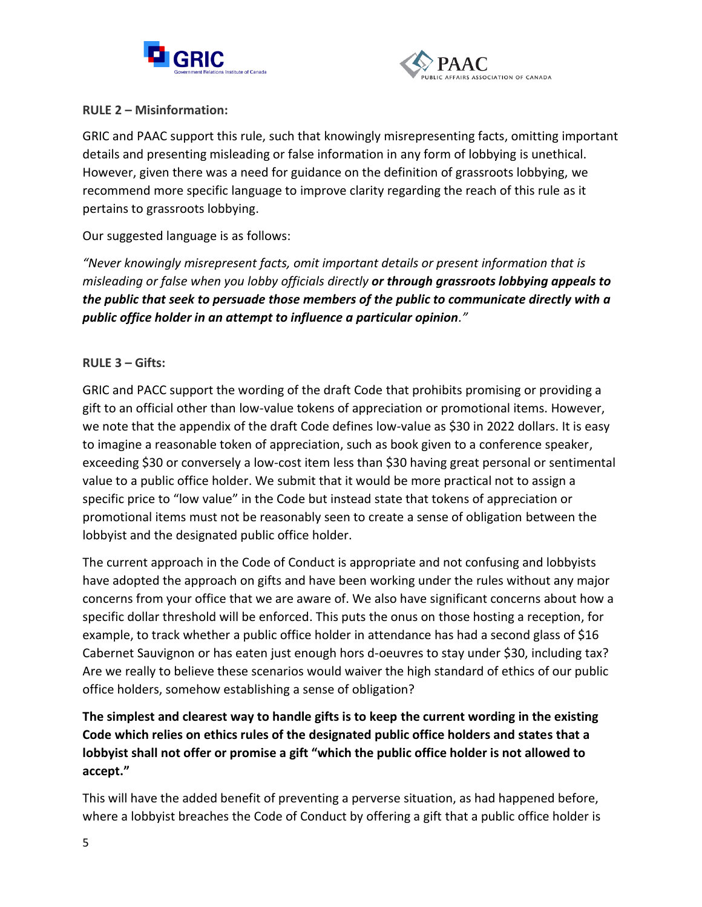**RULE 2 – Misinformation:**

GRIC and PAAC support this rule, such that knowingly misrepresenting facts, omitting important details and presenting misleading or false information in any form of lobbying is unethical. However, given there was a need for guidance on the definition of grassroots lobbying, we recommend more specific language to improve clarity regarding the reach of this rule as it pertains to grassroots lobbying.

Our suggested language is as follows:

*"Never knowingly misrepresent facts, omit important details or present information that is misleading or false when you lobby officials directly* ***or through grassroots lobbying appeals to the public that seek to persuade those members of the public to communicate directly with a public office holder in an attempt to influence a particular opinion****."*

**RULE 3 – Gifts:**

GRIC and PACC support the wording of the draft Code that prohibits promising or providing a gift to an official other than low-value tokens of appreciation or promotional items. However, we note that the appendix of the draft Code defines low-value as $30 in 2022 dollars. It is easy to imagine a reasonable token of appreciation, such as book given to a conference speaker, exceeding $30 or conversely a low-cost item less than $30 having great personal or sentimental value to a public office holder. We submit that it would be more practical not to assign a specific price to "low value" in the Code but instead state that tokens of appreciation or promotional items must not be reasonably seen to create a sense of obligation between the lobbyist and the designated public office holder.

The current approach in the Code of Conduct is appropriate and not confusing and lobbyists have adopted the approach on gifts and have been working under the rules without any major concerns from your office that we are aware of. We also have significant concerns about how a specific dollar threshold will be enforced. This puts the onus on those hosting a reception, for example, to track whether a public office holder in attendance has had a second glass of $16 Cabernet Sauvignon or has eaten just enough hors d-oeuvres to stay under $30, including tax? Are we really to believe these scenarios would waiver the high standard of ethics of our public office holders, somehow establishing a sense of obligation?

**The simplest and clearest way to handle gifts is to keep the current wording in the existing Code which relies on ethics rules of the designated public office holders and states that a lobbyist shall not offer or promise a gift "which the public office holder is not allowed to accept."**

This will have the added benefit of preventing a perverse situation, as had happened before, where a lobbyist breaches the Code of Conduct by offering a gift that a public office holder is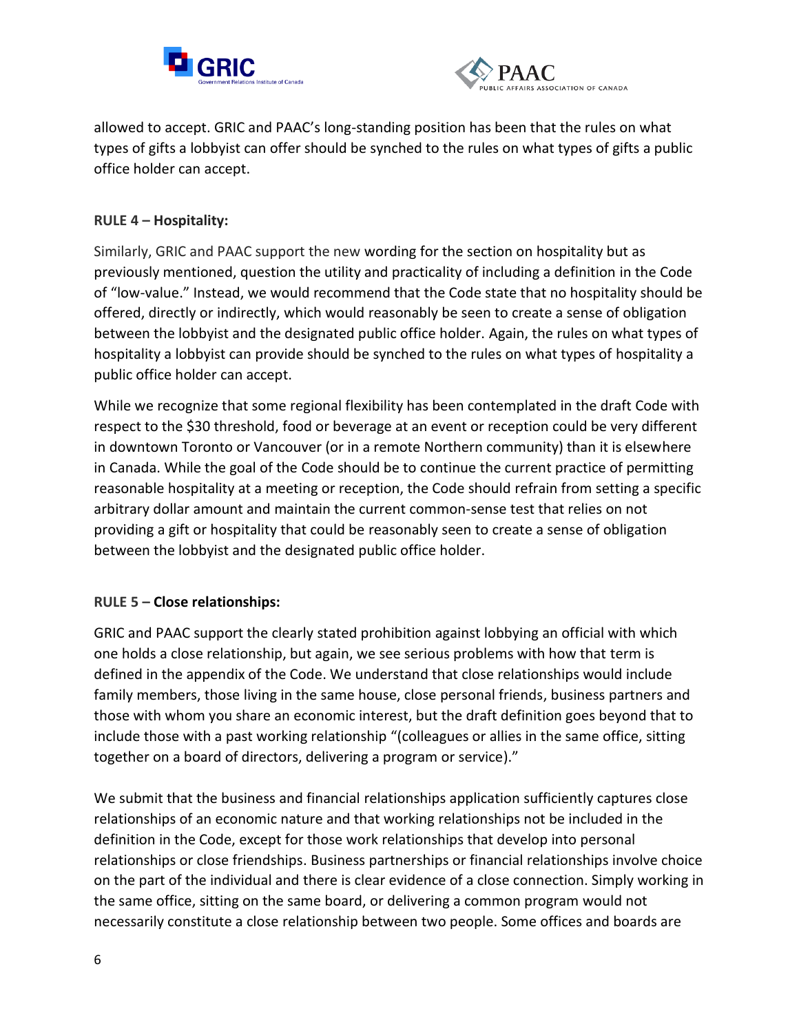allowed to accept. GRIC and PAAC's long-standing position has been that the rules on what types of gifts a lobbyist can offer should be synched to the rules on what types of gifts a public office holder can accept.

**RULE 4 – Hospitality:**

Similarly, GRIC and PAAC support the new wording for the section on hospitality but as previously mentioned, question the utility and practicality of including a definition in the Code of "low-value." Instead, we would recommend that the Code state that no hospitality should be offered, directly or indirectly, which would reasonably be seen to create a sense of obligation between the lobbyist and the designated public office holder. Again, the rules on what types of hospitality a lobbyist can provide should be synched to the rules on what types of hospitality a public office holder can accept.

While we recognize that some regional flexibility has been contemplated in the draft Code with respect to the $30 threshold, food or beverage at an event or reception could be very different in downtown Toronto or Vancouver (or in a remote Northern community) than it is elsewhere in Canada. While the goal of the Code should be to continue the current practice of permitting reasonable hospitality at a meeting or reception, the Code should refrain from setting a specific arbitrary dollar amount and maintain the current common-sense test that relies on not providing a gift or hospitality that could be reasonably seen to create a sense of obligation between the lobbyist and the designated public office holder.

**RULE 5 – Close relationships:**

GRIC and PAAC support the clearly stated prohibition against lobbying an official with which one holds a close relationship, but again, we see serious problems with how that term is defined in the appendix of the Code. We understand that close relationships would include family members, those living in the same house, close personal friends, business partners and those with whom you share an economic interest, but the draft definition goes beyond that to include those with a past working relationship "(colleagues or allies in the same office, sitting together on a board of directors, delivering a program or service)."

We submit that the business and financial relationships application sufficiently captures close relationships of an economic nature and that working relationships not be included in the definition in the Code, except for those work relationships that develop into personal relationships or close friendships. Business partnerships or financial relationships involve choice on the part of the individual and there is clear evidence of a close connection. Simply working in the same office, sitting on the same board, or delivering a common program would not necessarily constitute a close relationship between two people. Some offices and boards are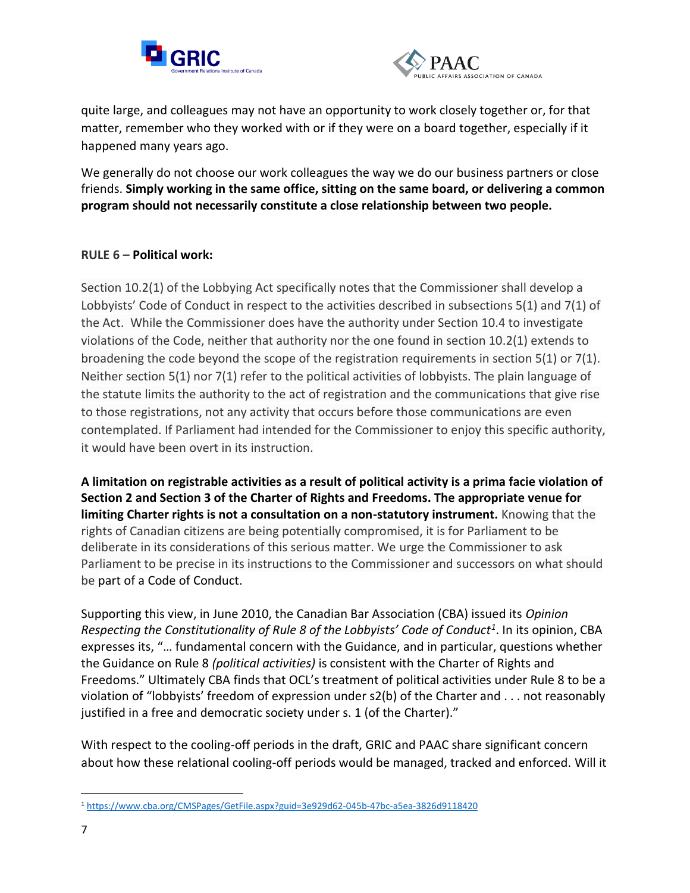quite large, and colleagues may not have an opportunity to work closely together or, for that matter, remember who they worked with or if they were on a board together, especially if it happened many years ago.

We generally do not choose our work colleagues the way we do our business partners or close friends. **Simply working in the same office, sitting on the same board, or delivering a common program should not necessarily constitute a close relationship between two people.**

**RULE 6 – Political work:**

Section 10.2(1) of the Lobbying Act specifically notes that the Commissioner shall develop a Lobbyists' Code of Conduct in respect to the activities described in subsections 5(1) and 7(1) of the Act. While the Commissioner does have the authority under Section 10.4 to investigate violations of the Code, neither that authority nor the one found in section 10.2(1) extends to broadening the code beyond the scope of the registration requirements in section 5(1) or 7(1). Neither section 5(1) nor 7(1) refer to the political activities of lobbyists. The plain language of the statute limits the authority to the act of registration and the communications that give rise to those registrations, not any activity that occurs before those communications are even contemplated. If Parliament had intended for the Commissioner to enjoy this specific authority, it would have been overt in its instruction.

**A limitation on registrable activities as a result of political activity is a prima facie violation of Section 2 and Section 3 of the Charter of Rights and Freedoms. The appropriate venue for limiting Charter rights is not a consultation on a non-statutory instrument.** Knowing that the rights of Canadian citizens are being potentially compromised, it is for Parliament to be deliberate in its considerations of this serious matter. We urge the Commissioner to ask Parliament to be precise in its instructions to the Commissioner and successors on what should be part of a Code of Conduct.

Supporting this view, in June 2010, the Canadian Bar Association (CBA) issued its *Opinion Respecting the Constitutionality of Rule 8 of the Lobbyists' Code of Conduct*[1]. In its opinion, CBA expresses its, "… fundamental concern with the Guidance, and in particular, questions whether the Guidance on Rule 8 *(political activities)* is consistent with the Charter of Rights and Freedoms." Ultimately CBA finds that OCL's treatment of political activities under Rule 8 to be a violation of "lobbyists' freedom of expression under s2(b) of the Charter and . . . not reasonably justified in a free and democratic society under s. 1 (of the Charter)."

With respect to the cooling-off periods in the draft, GRIC and PAAC share significant concern about how these relational cooling-off periods would be managed, tracked and enforced. Will it

[1] https://www.cba.org/CMSPages/GetFile.aspx?guid=3e929d62-045b-47bc-a5ea-3826d9118420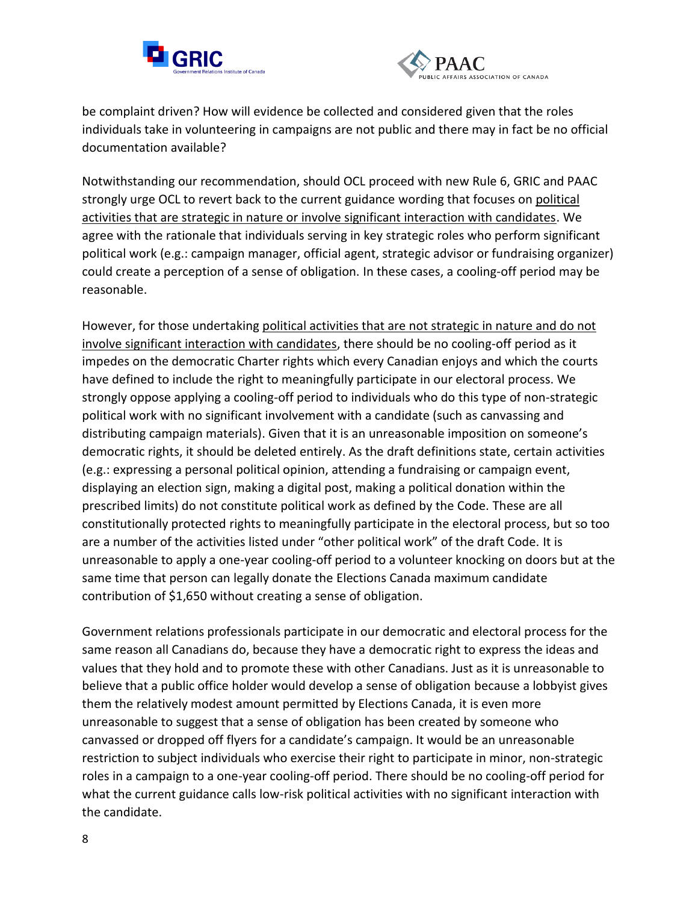be complaint driven? How will evidence be collected and considered given that the roles individuals take in volunteering in campaigns are not public and there may in fact be no official documentation available?

Notwithstanding our recommendation, should OCL proceed with new Rule 6, GRIC and PAAC strongly urge OCL to revert back to the current guidance wording that focuses on <u>political activities that are strategic in nature or involve significant interaction with candidates</u>. We agree with the rationale that individuals serving in key strategic roles who perform significant political work (e.g.: campaign manager, official agent, strategic advisor or fundraising organizer) could create a perception of a sense of obligation. In these cases, a cooling-off period may be reasonable.

However, for those undertaking <u>political activities that are not strategic in nature and do not involve significant interaction with candidates</u>, there should be no cooling-off period as it impedes on the democratic Charter rights which every Canadian enjoys and which the courts have defined to include the right to meaningfully participate in our electoral process. We strongly oppose applying a cooling-off period to individuals who do this type of non-strategic political work with no significant involvement with a candidate (such as canvassing and distributing campaign materials). Given that it is an unreasonable imposition on someone's democratic rights, it should be deleted entirely. As the draft definitions state, certain activities (e.g.: expressing a personal political opinion, attending a fundraising or campaign event, displaying an election sign, making a digital post, making a political donation within the prescribed limits) do not constitute political work as defined by the Code. These are all constitutionally protected rights to meaningfully participate in the electoral process, but so too are a number of the activities listed under "other political work" of the draft Code. It is unreasonable to apply a one-year cooling-off period to a volunteer knocking on doors but at the same time that person can legally donate the Elections Canada maximum candidate contribution of $1,650 without creating a sense of obligation.

Government relations professionals participate in our democratic and electoral process for the same reason all Canadians do, because they have a democratic right to express the ideas and values that they hold and to promote these with other Canadians. Just as it is unreasonable to believe that a public office holder would develop a sense of obligation because a lobbyist gives them the relatively modest amount permitted by Elections Canada, it is even more unreasonable to suggest that a sense of obligation has been created by someone who canvassed or dropped off flyers for a candidate's campaign. It would be an unreasonable restriction to subject individuals who exercise their right to participate in minor, non-strategic roles in a campaign to a one-year cooling-off period. There should be no cooling-off period for what the current guidance calls low-risk political activities with no significant interaction with the candidate.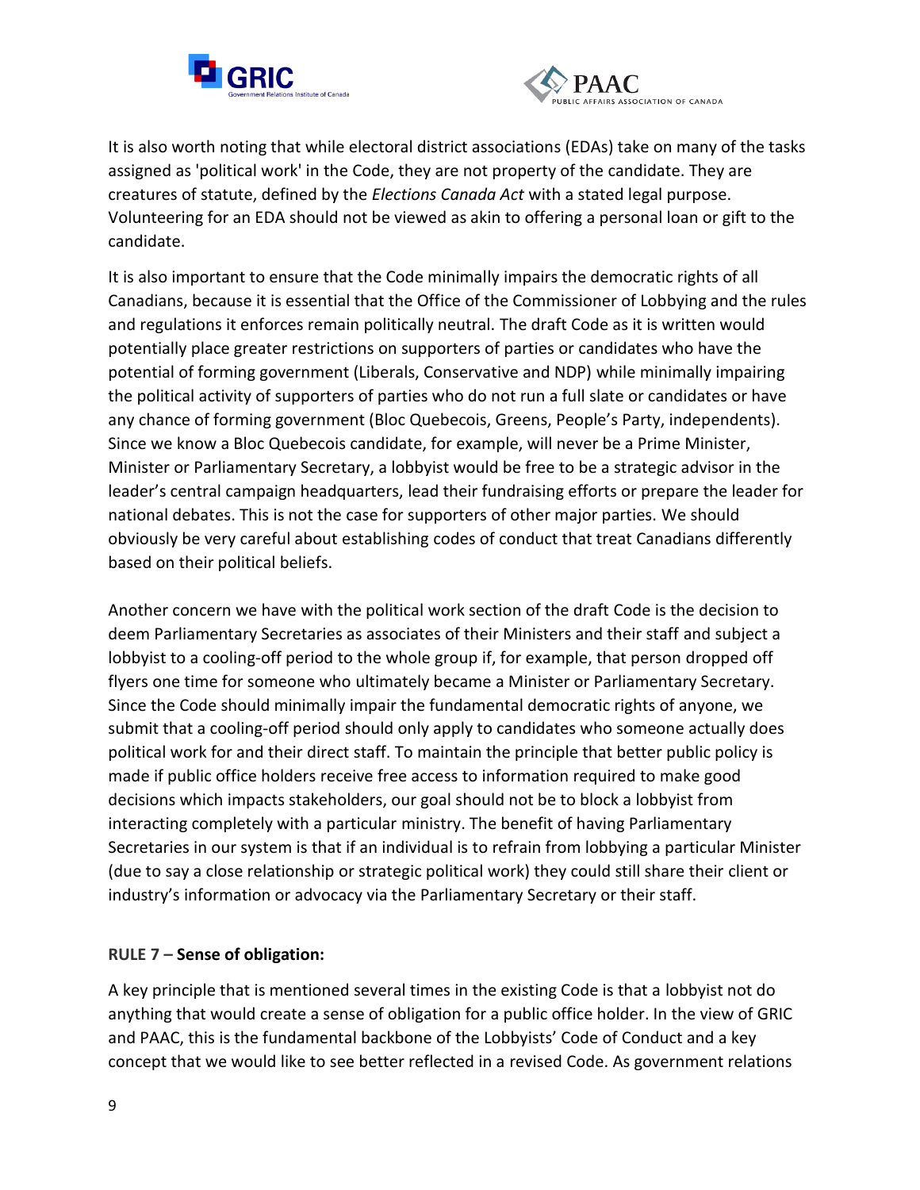It is also worth noting that while electoral district associations (EDAs) take on many of the tasks assigned as 'political work' in the Code, they are not property of the candidate. They are creatures of statute, defined by the *Elections Canada Act* with a stated legal purpose. Volunteering for an EDA should not be viewed as akin to offering a personal loan or gift to the candidate.

It is also important to ensure that the Code minimally impairs the democratic rights of all Canadians, because it is essential that the Office of the Commissioner of Lobbying and the rules and regulations it enforces remain politically neutral. The draft Code as it is written would potentially place greater restrictions on supporters of parties or candidates who have the potential of forming government (Liberals, Conservative and NDP) while minimally impairing the political activity of supporters of parties who do not run a full slate or candidates or have any chance of forming government (Bloc Quebecois, Greens, People's Party, independents). Since we know a Bloc Quebecois candidate, for example, will never be a Prime Minister, Minister or Parliamentary Secretary, a lobbyist would be free to be a strategic advisor in the leader's central campaign headquarters, lead their fundraising efforts or prepare the leader for national debates. This is not the case for supporters of other major parties. We should obviously be very careful about establishing codes of conduct that treat Canadians differently based on their political beliefs.

Another concern we have with the political work section of the draft Code is the decision to deem Parliamentary Secretaries as associates of their Ministers and their staff and subject a lobbyist to a cooling-off period to the whole group if, for example, that person dropped off flyers one time for someone who ultimately became a Minister or Parliamentary Secretary. Since the Code should minimally impair the fundamental democratic rights of anyone, we submit that a cooling-off period should only apply to candidates who someone actually does political work for and their direct staff. To maintain the principle that better public policy is made if public office holders receive free access to information required to make good decisions which impacts stakeholders, our goal should not be to block a lobbyist from interacting completely with a particular ministry. The benefit of having Parliamentary Secretaries in our system is that if an individual is to refrain from lobbying a particular Minister (due to say a close relationship or strategic political work) they could still share their client or industry's information or advocacy via the Parliamentary Secretary or their staff.

**RULE 7 – Sense of obligation:**

A key principle that is mentioned several times in the existing Code is that a lobbyist not do anything that would create a sense of obligation for a public office holder. In the view of GRIC and PAAC, this is the fundamental backbone of the Lobbyists' Code of Conduct and a key concept that we would like to see better reflected in a revised Code. As government relations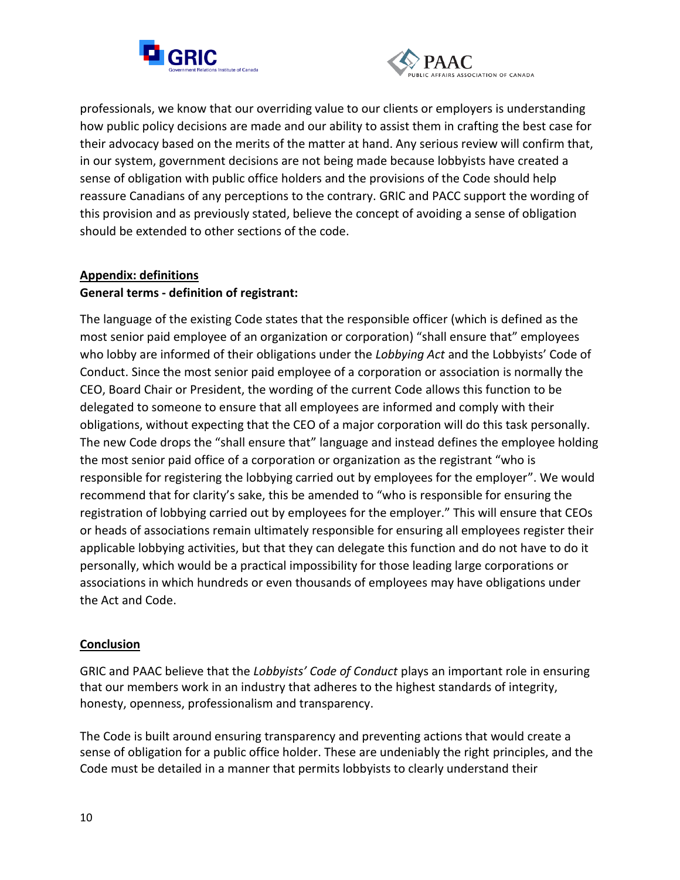professionals, we know that our overriding value to our clients or employers is understanding how public policy decisions are made and our ability to assist them in crafting the best case for their advocacy based on the merits of the matter at hand. Any serious review will confirm that, in our system, government decisions are not being made because lobbyists have created a sense of obligation with public office holders and the provisions of the Code should help reassure Canadians of any perceptions to the contrary. GRIC and PACC support the wording of this provision and as previously stated, believe the concept of avoiding a sense of obligation should be extended to other sections of the code.

## Appendix: definitions

### General terms - definition of registrant:

The language of the existing Code states that the responsible officer (which is defined as the most senior paid employee of an organization or corporation) "shall ensure that" employees who lobby are informed of their obligations under the *Lobbying Act* and the Lobbyists' Code of Conduct. Since the most senior paid employee of a corporation or association is normally the CEO, Board Chair or President, the wording of the current Code allows this function to be delegated to someone to ensure that all employees are informed and comply with their obligations, without expecting that the CEO of a major corporation will do this task personally. The new Code drops the "shall ensure that" language and instead defines the employee holding the most senior paid office of a corporation or organization as the registrant "who is responsible for registering the lobbying carried out by employees for the employer". We would recommend that for clarity's sake, this be amended to "who is responsible for ensuring the registration of lobbying carried out by employees for the employer." This will ensure that CEOs or heads of associations remain ultimately responsible for ensuring all employees register their applicable lobbying activities, but that they can delegate this function and do not have to do it personally, which would be a practical impossibility for those leading large corporations or associations in which hundreds or even thousands of employees may have obligations under the Act and Code.

## Conclusion

GRIC and PAAC believe that the *Lobbyists' Code of Conduct* plays an important role in ensuring that our members work in an industry that adheres to the highest standards of integrity, honesty, openness, professionalism and transparency.

The Code is built around ensuring transparency and preventing actions that would create a sense of obligation for a public office holder. These are undeniably the right principles, and the Code must be detailed in a manner that permits lobbyists to clearly understand their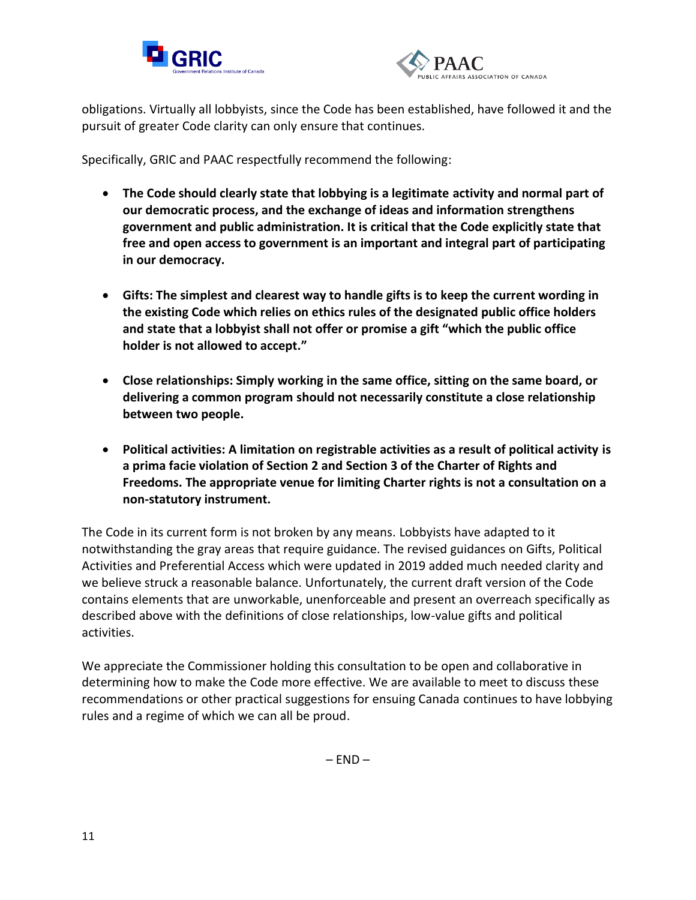obligations. Virtually all lobbyists, since the Code has been established, have followed it and the pursuit of greater Code clarity can only ensure that continues.

Specifically, GRIC and PAAC respectfully recommend the following:

- **The Code should clearly state that lobbying is a legitimate activity and normal part of our democratic process, and the exchange of ideas and information strengthens government and public administration. It is critical that the Code explicitly state that free and open access to government is an important and integral part of participating in our democracy.**

- **Gifts: The simplest and clearest way to handle gifts is to keep the current wording in the existing Code which relies on ethics rules of the designated public office holders and state that a lobbyist shall not offer or promise a gift "which the public office holder is not allowed to accept."**

- **Close relationships: Simply working in the same office, sitting on the same board, or delivering a common program should not necessarily constitute a close relationship between two people.**

- **Political activities: A limitation on registrable activities as a result of political activity is a prima facie violation of Section 2 and Section 3 of the Charter of Rights and Freedoms. The appropriate venue for limiting Charter rights is not a consultation on a non-statutory instrument.**

The Code in its current form is not broken by any means. Lobbyists have adapted to it notwithstanding the gray areas that require guidance. The revised guidances on Gifts, Political Activities and Preferential Access which were updated in 2019 added much needed clarity and we believe struck a reasonable balance. Unfortunately, the current draft version of the Code contains elements that are unworkable, unenforceable and present an overreach specifically as described above with the definitions of close relationships, low-value gifts and political activities.

We appreciate the Commissioner holding this consultation to be open and collaborative in determining how to make the Code more effective. We are available to meet to discuss these recommendations or other practical suggestions for ensuring Canada continues to have lobbying rules and a regime of which we can all be proud.

– END –